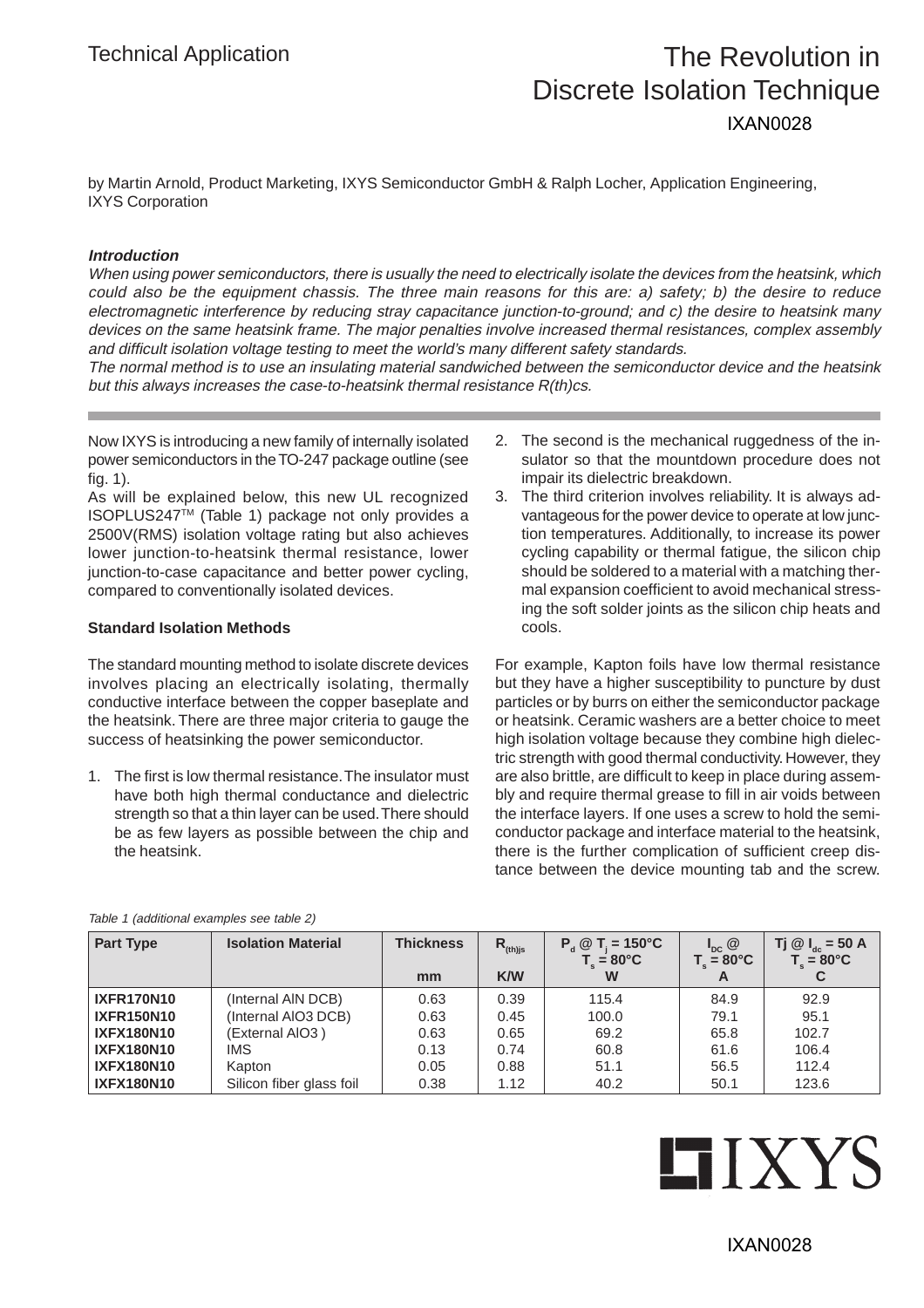Technical Application

# The Revolution in Discrete Isolation Technique

IXAN0028

by Martin Arnold, Product Marketing, IXYS Semiconductor GmbH & Ralph Locher, Application Engineering, IXYS Corporation

***Introduction***

*When using power semiconductors, there is usually the need to electrically isolate the devices from the heatsink, which could also be the equipment chassis. The three main reasons for this are: a) safety; b) the desire to reduce electromagnetic interference by reducing stray capacitance junction-to-ground; and c) the desire to heatsink many devices on the same heatsink frame. The major penalties involve increased thermal resistances, complex assembly and difficult isolation voltage testing to meet the world's many different safety standards.*
*The normal method is to use an insulating material sandwiched between the semiconductor device and the heatsink but this always increases the case-to-heatsink thermal resistance R(th)cs.*

Now IXYS is introducing a new family of internally isolated power semiconductors in the TO-247 package outline (see fig. 1).
As will be explained below, this new UL recognized ISOPLUS247™ (Table 1) package not only provides a 2500V(RMS) isolation voltage rating but also achieves lower junction-to-heatsink thermal resistance, lower junction-to-case capacitance and better power cycling, compared to conventionally isolated devices.

**Standard Isolation Methods**

The standard mounting method to isolate discrete devices involves placing an electrically isolating, thermally conductive interface between the copper baseplate and the heatsink. There are three major criteria to gauge the success of heatsinking the power semiconductor.

1. The first is low thermal resistance. The insulator must have both high thermal conductance and dielectric strength so that a thin layer can be used. There should be as few layers as possible between the chip and the heatsink.
2. The second is the mechanical ruggedness of the insulator so that the mountdown procedure does not impair its dielectric breakdown.
3. The third criterion involves reliability. It is always advantageous for the power device to operate at low junction temperatures. Additionally, to increase its power cycling capability or thermal fatigue, the silicon chip should be soldered to a material with a matching thermal expansion coefficient to avoid mechanical stressing the soft solder joints as the silicon chip heats and cools.

For example, Kapton foils have low thermal resistance but they have a higher susceptibility to puncture by dust particles or by burrs on either the semiconductor package or heatsink. Ceramic washers are a better choice to meet high isolation voltage because they combine high dielectric strength with good thermal conductivity. However, they are also brittle, are difficult to keep in place during assembly and require thermal grease to fill in air voids between the interface layers. If one uses a screw to hold the semiconductor package and interface material to the heatsink, there is the further complication of sufficient creep distance between the device mounting tab and the screw.

*Table 1 (additional examples see table 2)*

| Part Type | Isolation Material | Thickness mm | $R_{(th)js}$ K/W | $P_d$ @ $T_j$ = 150°C $T_s$ = 80°C W | $I_{DC}$ @ $T_s$ = 80°C A | Tj @ $I_{dc}$ = 50 A $T_s$ = 80°C C |
|---|---|---|---|---|---|---|
| **IXFR170N10** | (Internal AlN DCB) | 0.63 | 0.39 | 115.4 | 84.9 | 92.9 |
| **IXFR150N10** | (Internal AlO3 DCB) | 0.63 | 0.45 | 100.0 | 79.1 | 95.1 |
| **IXFX180N10** | (External AlO3 ) | 0.63 | 0.65 | 69.2 | 65.8 | 102.7 |
| **IXFX180N10** | IMS | 0.13 | 0.74 | 60.8 | 61.6 | 106.4 |
| **IXFX180N10** | Kapton | 0.05 | 0.88 | 51.1 | 56.5 | 112.4 |
| **IXFX180N10** | Silicon fiber glass foil | 0.38 | 1.12 | 40.2 | 50.1 | 123.6 |

IXYS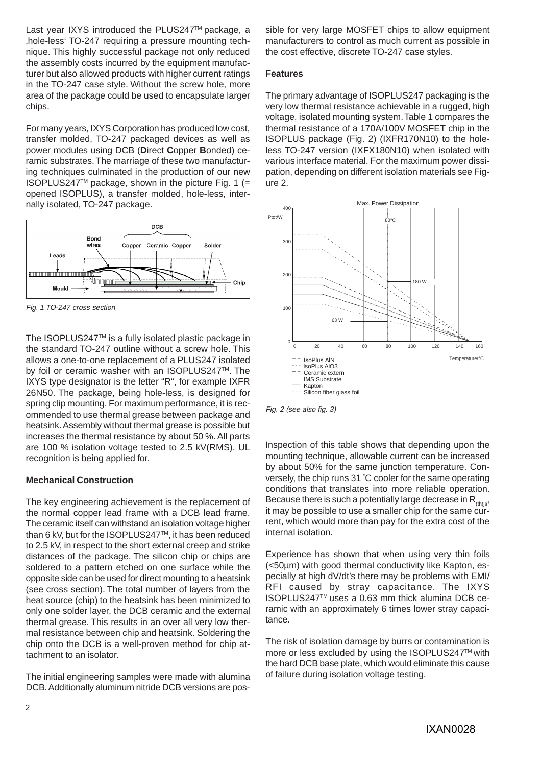Last year IXYS introduced the PLUS247™ package, a ‚hole-less' TO-247 requiring a pressure mounting technique. This highly successful package not only reduced the assembly costs incurred by the equipment manufacturer but also allowed products with higher current ratings in the TO-247 case style. Without the screw hole, more area of the package could be used to encapsulate larger chips.

For many years, IXYS Corporation has produced low cost, transfer molded, TO-247 packaged devices as well as power modules using DCB (**D**irect **C**opper **B**onded) ceramic substrates. The marriage of these two manufacturing techniques culminated in the production of our new ISOPLUS247™ package, shown in the picture Fig. 1 (= opened ISOPLUS), a transfer molded, hole-less, internally isolated, TO-247 package.

*Fig. 1 TO-247 cross section*

The ISOPLUS247™ is a fully isolated plastic package in the standard TO-247 outline without a screw hole. This allows a one-to-one replacement of a PLUS247 isolated by foil or ceramic washer with an ISOPLUS247™. The IXYS type designator is the letter "R", for example IXFR 26N50. The package, being hole-less, is designed for spring clip mounting. For maximum performance, it is recommended to use thermal grease between package and heatsink. Assembly without thermal grease is possible but increases the thermal resistance by about 50 %. All parts are 100 % isolation voltage tested to 2.5 kV(RMS). UL recognition is being applied for.

### Mechanical Construction

The key engineering achievement is the replacement of the normal copper lead frame with a DCB lead frame. The ceramic itself can withstand an isolation voltage higher than 6 kV, but for the ISOPLUS247™, it has been reduced to 2.5 kV, in respect to the short external creep and strike distances of the package. The silicon chip or chips are soldered to a pattern etched on one surface while the opposite side can be used for direct mounting to a heatsink (see cross section). The total number of layers from the heat source (chip) to the heatsink has been minimized to only one solder layer, the DCB ceramic and the external thermal grease. This results in an over all very low thermal resistance between chip and heatsink. Soldering the chip onto the DCB is a well-proven method for chip attachment to an isolator.

The initial engineering samples were made with alumina DCB. Additionally aluminum nitride DCB versions are possible for very large MOSFET chips to allow equipment manufacturers to control as much current as possible in the cost effective, discrete TO-247 case styles.

### Features

The primary advantage of ISOPLUS247 packaging is the very low thermal resistance achievable in a rugged, high voltage, isolated mounting system. Table 1 compares the thermal resistance of a 170A/100V MOSFET chip in the ISOPLUS package (Fig. 2) (IXFR170N10) to the hole-less TO-247 version (IXFX180N10) when isolated with various interface material. For the maximum power dissipation, depending on different isolation materials see Figure 2.

*Fig. 2 (see also fig. 3)*

Inspection of this table shows that depending upon the mounting technique, allowable current can be increased by about 50% for the same junction temperature. Conversely, the chip runs 31 °C cooler for the same operating conditions that translates into more reliable operation. Because there is such a potentially large decrease in $R_{(th)js}$, it may be possible to use a smaller chip for the same current, which would more than pay for the extra cost of the internal isolation.

Experience has shown that when using very thin foils (<50µm) with good thermal conductivity like Kapton, especially at high dV/dt's there may be problems with EMI/RFI caused by stray capacitance. The IXYS ISOPLUS247™ uses a 0.63 mm thick alumina DCB ceramic with an approximately 6 times lower stray capacitance.

The risk of isolation damage by burrs or contamination is more or less excluded by using the ISOPLUS247™ with the hard DCB base plate, which would eliminate this cause of failure during isolation voltage testing.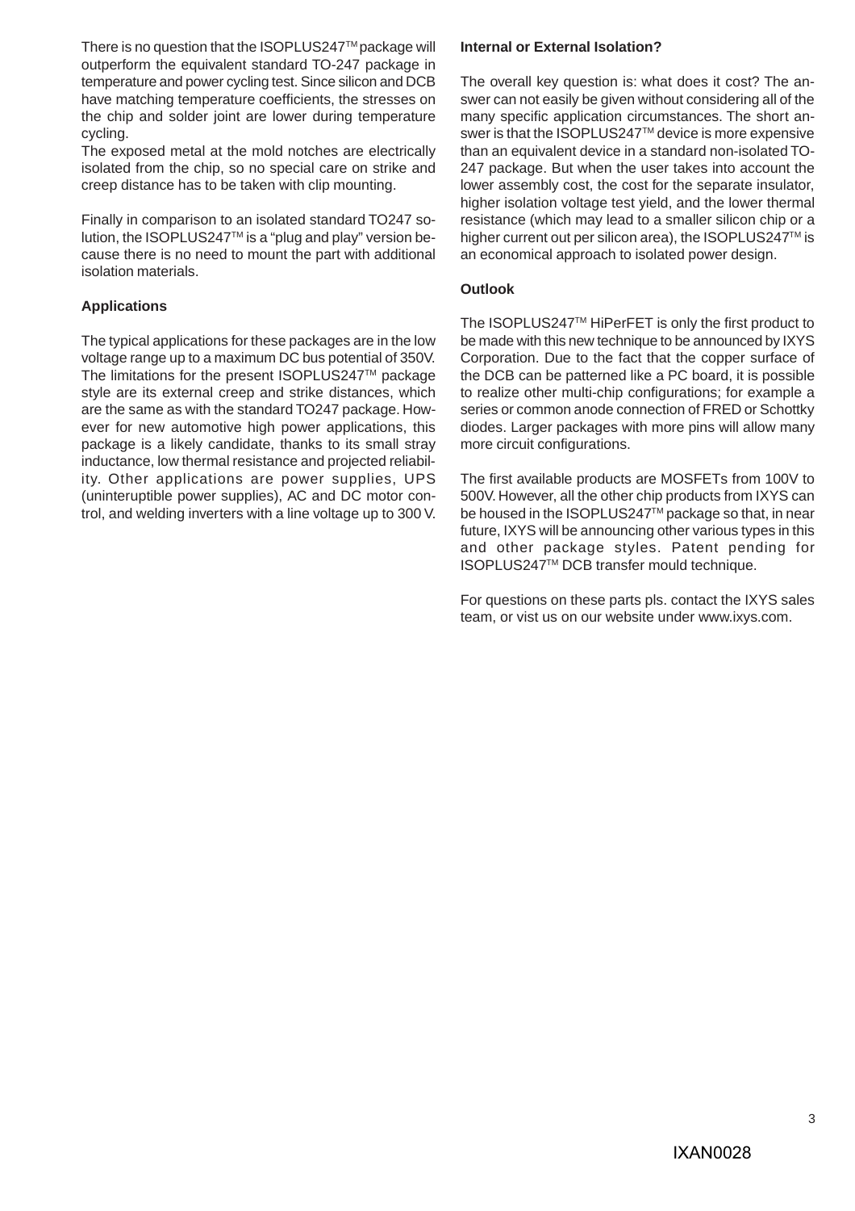There is no question that the ISOPLUS247™ package will outperform the equivalent standard TO-247 package in temperature and power cycling test. Since silicon and DCB have matching temperature coefficients, the stresses on the chip and solder joint are lower during temperature cycling.

The exposed metal at the mold notches are electrically isolated from the chip, so no special care on strike and creep distance has to be taken with clip mounting.

Finally in comparison to an isolated standard TO247 solution, the ISOPLUS247™ is a "plug and play" version because there is no need to mount the part with additional isolation materials.

**Applications**

The typical applications for these packages are in the low voltage range up to a maximum DC bus potential of 350V. The limitations for the present ISOPLUS247™ package style are its external creep and strike distances, which are the same as with the standard TO247 package. However for new automotive high power applications, this package is a likely candidate, thanks to its small stray inductance, low thermal resistance and projected reliability. Other applications are power supplies, UPS (uninterruptible power supplies), AC and DC motor control, and welding inverters with a line voltage up to 300 V.

**Internal or External Isolation?**

The overall key question is: what does it cost? The answer can not easily be given without considering all of the many specific application circumstances. The short answer is that the ISOPLUS247™ device is more expensive than an equivalent device in a standard non-isolated TO-247 package. But when the user takes into account the lower assembly cost, the cost for the separate insulator, higher isolation voltage test yield, and the lower thermal resistance (which may lead to a smaller silicon chip or a higher current out per silicon area), the ISOPLUS247™ is an economical approach to isolated power design.

**Outlook**

The ISOPLUS247™ HiPerFET is only the first product to be made with this new technique to be announced by IXYS Corporation. Due to the fact that the copper surface of the DCB can be patterned like a PC board, it is possible to realize other multi-chip configurations; for example a series or common anode connection of FRED or Schottky diodes. Larger packages with more pins will allow many more circuit configurations.

The first available products are MOSFETs from 100V to 500V. However, all the other chip products from IXYS can be housed in the ISOPLUS247™ package so that, in near future, IXYS will be announcing other various types in this and other package styles. Patent pending for ISOPLUS247™ DCB transfer mould technique.

For questions on these parts pls. contact the IXYS sales team, or vist us on our website under www.ixys.com.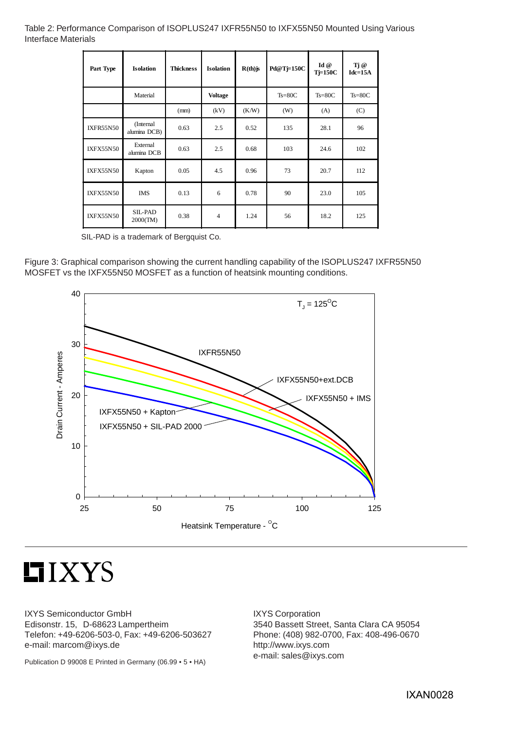Table 2: Performance Comparison of ISOPLUS247 IXFR55N50 to IXFX55N50 Mounted Using Various Interface Materials

| Part Type | Isolation | Thickness | Isolation | R(th)js | Pd@Tj=150C | Id @ Tj=150C | Tj @ Idc=15A |
|---|---|---|---|---|---|---|---|
| | Material | | Voltage | | Ts=80C | Ts=80C | Ts=80C |
| | | (mm) | (kV) | (K/W) | (W) | (A) | (C) |
| IXFR55N50 | (Internal alumina DCB) | 0.63 | 2.5 | 0.52 | 135 | 28.1 | 96 |
| IXFX55N50 | External alumina DCB | 0.63 | 2.5 | 0.68 | 103 | 24.6 | 102 |
| IXFX55N50 | Kapton | 0.05 | 4.5 | 0.96 | 73 | 20.7 | 112 |
| IXFX55N50 | IMS | 0.13 | 6 | 0.78 | 90 | 23.0 | 105 |
| IXFX55N50 | SIL-PAD 2000(TM) | 0.38 | 4 | 1.24 | 56 | 18.2 | 125 |

SIL-PAD is a trademark of Bergquist Co.

Figure 3: Graphical comparison showing the current handling capability of the ISOPLUS247 IXFR55N50 MOSFET vs the IXFX55N50 MOSFET as a function of heatsink mounting conditions.

$T_J = 125^oC$

IXFR55N50

IXFX55N50+ext.DCB

IXFX55N50 + IMS

IXFX55N50 + Kapton

IXFX55N50 + SIL-PAD 2000

Drain Current - Amperes

0
10
20
30
40

25
50
75
100
125

Heatsink Temperature - $^oC$

IXYS

IXYS Semiconductor GmbH
Edisonstr. 15, D-68623 Lampertheim
Telefon: +49-6206-503-0, Fax: +49-6206-503627
e-mail: marcom@ixys.de

Publication D 99008 E Printed in Germany (06.99 • 5 • HA)

IXYS Corporation
3540 Bassett Street, Santa Clara CA 95054
Phone: (408) 982-0700, Fax: 408-496-0670
http://www.ixys.com
e-mail: sales@ixys.com

IXAN0028